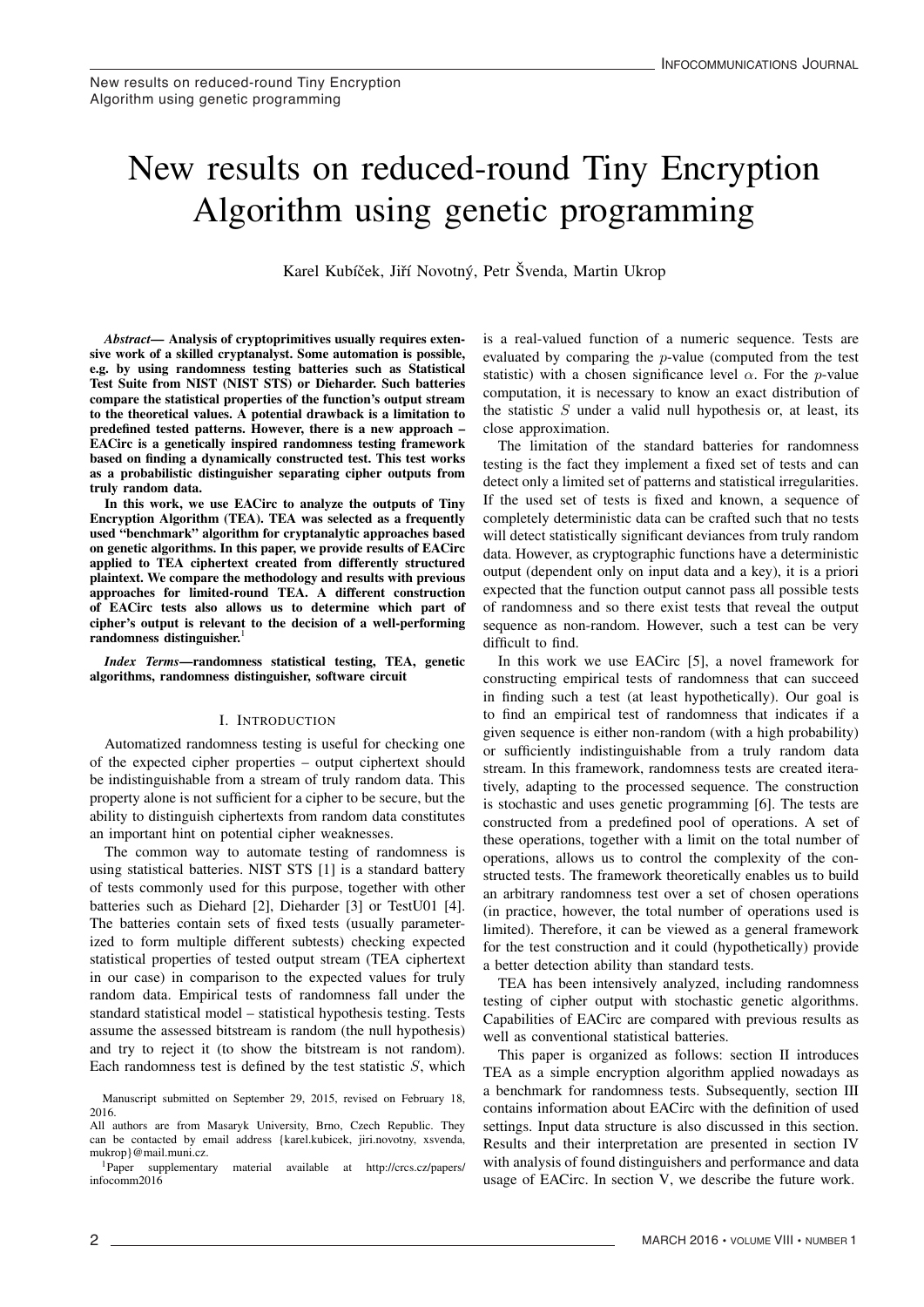# New results on reduced-round Tiny Encryption Algorithm using genetic programming

Karel Kubíček, Jiří Novotný, Petr Švenda, Martin Ukrop

***Abstract*— Analysis of cryptoprimitives usually requires extensive work of a skilled cryptanalyst. Some automation is possible, e.g. by using randomness testing batteries such as Statistical Test Suite from NIST (NIST STS) or Dieharder. Such batteries compare the statistical properties of the function's output stream to the theoretical values. A potential drawback is a limitation to predefined tested patterns. However, there is a new approach – EACirc is a genetically inspired randomness testing framework based on finding a dynamically constructed test. This test works as a probabilistic distinguisher separating cipher outputs from truly random data.**

**In this work, we use EACirc to analyze the outputs of Tiny Encryption Algorithm (TEA). TEA was selected as a frequently used "benchmark" algorithm for cryptanalytic approaches based on genetic algorithms. In this paper, we provide results of EACirc applied to TEA ciphertext created from differently structured plaintext. We compare the methodology and results with previous approaches for limited-round TEA. A different construction of EACirc tests also allows us to determine which part of cipher's output is relevant to the decision of a well-performing randomness distinguisher.**[1]

***Index Terms*—randomness statistical testing, TEA, genetic algorithms, randomness distinguisher, software circuit**

## I. Introduction

Automatized randomness testing is useful for checking one of the expected cipher properties – output ciphertext should be indistinguishable from a stream of truly random data. This property alone is not sufficient for a cipher to be secure, but the ability to distinguish ciphertexts from random data constitutes an important hint on potential cipher weaknesses.

The common way to automate testing of randomness is using statistical batteries. NIST STS [1] is a standard battery of tests commonly used for this purpose, together with other batteries such as Diehard [2], Dieharder [3] or TestU01 [4]. The batteries contain sets of fixed tests (usually parameterized to form multiple different subtests) checking expected statistical properties of tested output stream (TEA ciphertext in our case) in comparison to the expected values for truly random data. Empirical tests of randomness fall under the standard statistical model – statistical hypothesis testing. Tests assume the assessed bitstream is random (the null hypothesis) and try to reject it (to show the bitstream is not random). Each randomness test is defined by the test statistic $S$, which is a real-valued function of a numeric sequence. Tests are evaluated by comparing the $p$-value (computed from the test statistic) with a chosen significance level $\alpha$. For the $p$-value computation, it is necessary to know an exact distribution of the statistic $S$ under a valid null hypothesis or, at least, its close approximation.

The limitation of the standard batteries for randomness testing is the fact they implement a fixed set of tests and can detect only a limited set of patterns and statistical irregularities. If the used set of tests is fixed and known, a sequence of completely deterministic data can be crafted such that no tests will detect statistically significant deviances from truly random data. However, as cryptographic functions have a deterministic output (dependent only on input data and a key), it is a priori expected that the function output cannot pass all possible tests of randomness and so there exist tests that reveal the output sequence as non-random. However, such a test can be very difficult to find.

In this work we use EACirc [5], a novel framework for constructing empirical tests of randomness that can succeed in finding such a test (at least hypothetically). Our goal is to find an empirical test of randomness that indicates if a given sequence is either non-random (with a high probability) or sufficiently indistinguishable from a truly random data stream. In this framework, randomness tests are created iteratively, adapting to the processed sequence. The construction is stochastic and uses genetic programming [6]. The tests are constructed from a predefined pool of operations. A set of these operations, together with a limit on the total number of operations, allows us to control the complexity of the constructed tests. The framework theoretically enables us to build an arbitrary randomness test over a set of chosen operations (in practice, however, the total number of operations used is limited). Therefore, it can be viewed as a general framework for the test construction and it could (hypothetically) provide a better detection ability than standard tests.

TEA has been intensively analyzed, including randomness testing of cipher output with stochastic genetic algorithms. Capabilities of EACirc are compared with previous results as well as conventional statistical batteries.

This paper is organized as follows: section II introduces TEA as a simple encryption algorithm applied nowadays as a benchmark for randomness tests. Subsequently, section III contains information about EACirc with the definition of used settings. Input data structure is also discussed in this section. Results and their interpretation are presented in section IV with analysis of found distinguishers and performance and data usage of EACirc. In section V, we describe the future work.

Manuscript submitted on September 29, 2015, revised on February 18, 2016.

All authors are from Masaryk University, Brno, Czech Republic. They can be contacted by email address {karel.kubicek, jiri.novotny, xsvenda, mukrop}@mail.muni.cz.

[1] Paper supplementary material available at http://crcs.cz/papers/infocomm2016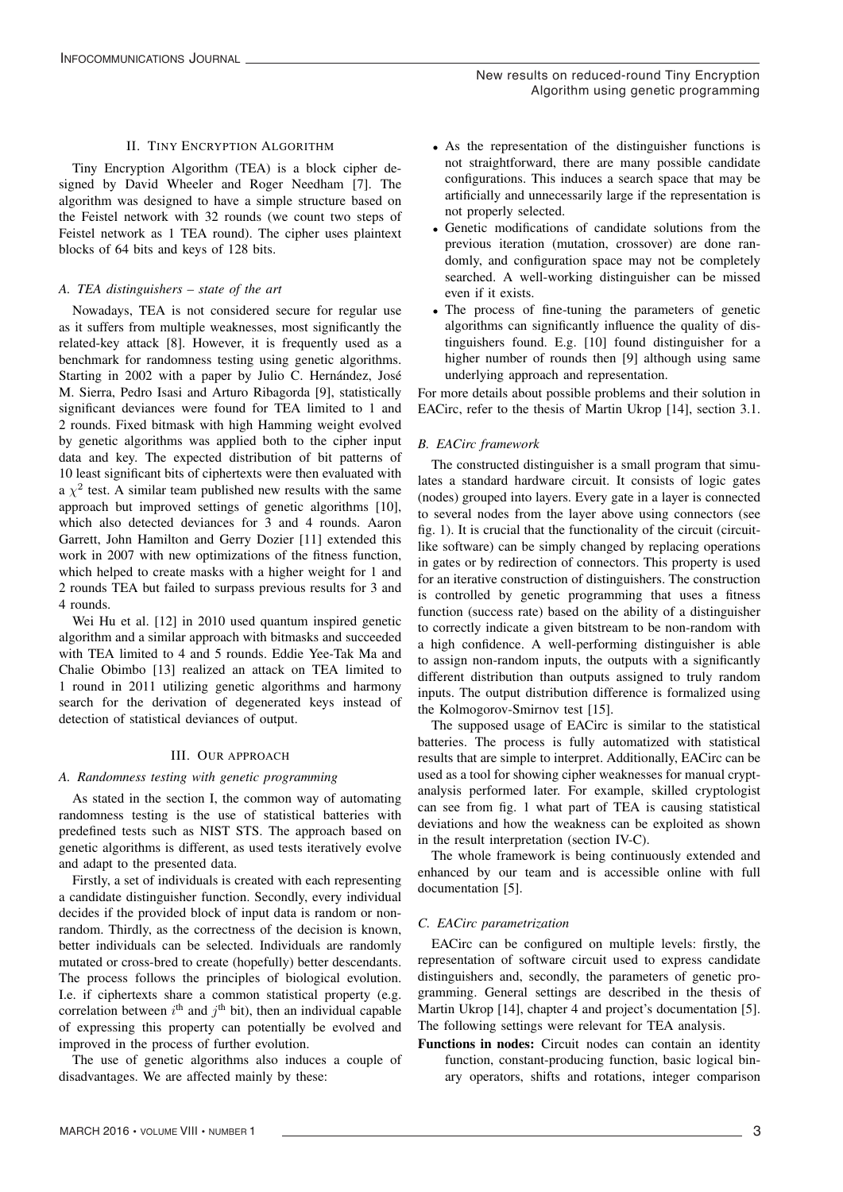## II. Tiny Encryption Algorithm

Tiny Encryption Algorithm (TEA) is a block cipher designed by David Wheeler and Roger Needham [7]. The algorithm was designed to have a simple structure based on the Feistel network with 32 rounds (we count two steps of Feistel network as 1 TEA round). The cipher uses plaintext blocks of 64 bits and keys of 128 bits.

### *A. TEA distinguishers – state of the art*

Nowadays, TEA is not considered secure for regular use as it suffers from multiple weaknesses, most significantly the related-key attack [8]. However, it is frequently used as a benchmark for randomness testing using genetic algorithms. Starting in 2002 with a paper by Julio C. Hernández, José M. Sierra, Pedro Isasi and Arturo Ribagorda [9], statistically significant deviances were found for TEA limited to 1 and 2 rounds. Fixed bitmask with high Hamming weight evolved by genetic algorithms was applied both to the cipher input data and key. The expected distribution of bit patterns of 10 least significant bits of ciphertexts were then evaluated with a $\chi^2$ test. A similar team published new results with the same approach but improved settings of genetic algorithms [10], which also detected deviances for 3 and 4 rounds. Aaron Garrett, John Hamilton and Gerry Dozier [11] extended this work in 2007 with new optimizations of the fitness function, which helped to create masks with a higher weight for 1 and 2 rounds TEA but failed to surpass previous results for 3 and 4 rounds.

Wei Hu et al. [12] in 2010 used quantum inspired genetic algorithm and a similar approach with bitmasks and succeeded with TEA limited to 4 and 5 rounds. Eddie Yee-Tak Ma and Chalie Obimbo [13] realized an attack on TEA limited to 1 round in 2011 utilizing genetic algorithms and harmony search for the derivation of degenerated keys instead of detection of statistical deviances of output.

## III. Our approach

### *A. Randomness testing with genetic programming*

As stated in the section I, the common way of automating randomness testing is the use of statistical batteries with predefined tests such as NIST STS. The approach based on genetic algorithms is different, as used tests iteratively evolve and adapt to the presented data.

Firstly, a set of individuals is created with each representing a candidate distinguisher function. Secondly, every individual decides if the provided block of input data is random or non-random. Thirdly, as the correctness of the decision is known, better individuals can be selected. Individuals are randomly mutated or cross-bred to create (hopefully) better descendants. The process follows the principles of biological evolution. I.e. if ciphertexts share a common statistical property (e.g. correlation between $i^{\text{th}}$ and $j^{\text{th}}$ bit), then an individual capable of expressing this property can potentially be evolved and improved in the process of further evolution.

The use of genetic algorithms also induces a couple of disadvantages. We are affected mainly by these:

- As the representation of the distinguisher functions is not straightforward, there are many possible candidate configurations. This induces a search space that may be artificially and unnecessarily large if the representation is not properly selected.
- Genetic modifications of candidate solutions from the previous iteration (mutation, crossover) are done randomly, and configuration space may not be completely searched. A well-working distinguisher can be missed even if it exists.
- The process of fine-tuning the parameters of genetic algorithms can significantly influence the quality of distinguishers found. E.g. [10] found distinguisher for a higher number of rounds then [9] although using same underlying approach and representation.

For more details about possible problems and their solution in EACirc, refer to the thesis of Martin Ukrop [14], section 3.1.

### *B. EACirc framework*

The constructed distinguisher is a small program that simulates a standard hardware circuit. It consists of logic gates (nodes) grouped into layers. Every gate in a layer is connected to several nodes from the layer above using connectors (see fig. 1). It is crucial that the functionality of the circuit (circuit-like software) can be simply changed by replacing operations in gates or by redirection of connectors. This property is used for an iterative construction of distinguishers. The construction is controlled by genetic programming that uses a fitness function (success rate) based on the ability of a distinguisher to correctly indicate a given bitstream to be non-random with a high confidence. A well-performing distinguisher is able to assign non-random inputs, the outputs with a significantly different distribution than outputs assigned to truly random inputs. The output distribution difference is formalized using the Kolmogorov-Smirnov test [15].

The supposed usage of EACirc is similar to the statistical batteries. The process is fully automatized with statistical results that are simple to interpret. Additionally, EACirc can be used as a tool for showing cipher weaknesses for manual cryptanalysis performed later. For example, skilled cryptologist can see from fig. 1 what part of TEA is causing statistical deviations and how the weakness can be exploited as shown in the result interpretation (section IV-C).

The whole framework is being continuously extended and enhanced by our team and is accessible online with full documentation [5].

### *C. EACirc parametrization*

EACirc can be configured on multiple levels: firstly, the representation of software circuit used to express candidate distinguishers and, secondly, the parameters of genetic programming. General settings are described in the thesis of Martin Ukrop [14], chapter 4 and project's documentation [5]. The following settings were relevant for TEA analysis.

**Functions in nodes:** Circuit nodes can contain an identity function, constant-producing function, basic logical binary operators, shifts and rotations, integer comparison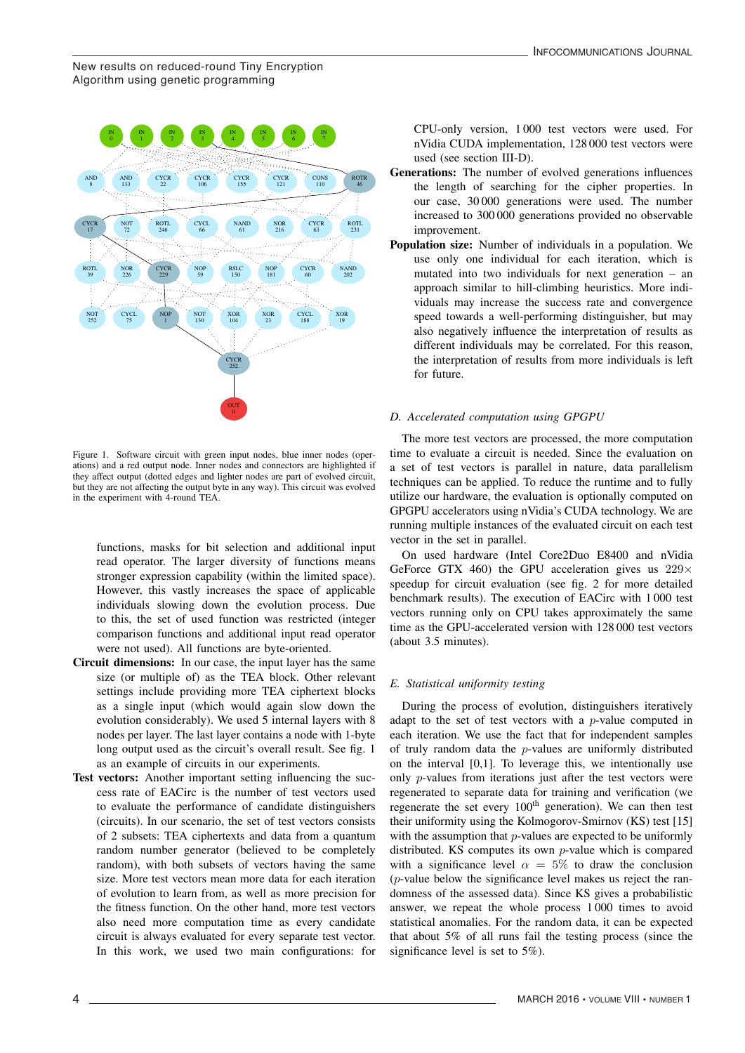Figure 1. Software circuit with green input nodes, blue inner nodes (operations) and a red output node. Inner nodes and connectors are highlighted if they affect circuit output (dotted edges and lighter nodes are part of evolved circuit, but they are not affecting the output byte in any way). This circuit was evolved in the experiment with 4-round TEA.

functions, masks for bit selection and additional input read operator. The larger diversity of functions means stronger expression capability (within the limited space). However, this vastly increases the space of applicable individuals slowing down the evolution process. Due to this, the set of used function was restricted (integer comparison functions and additional input read operator were not used). All functions are byte-oriented.

**Circuit dimensions:** In our case, the input layer has the same size (or multiple of) as the TEA block. Other relevant settings include providing more TEA ciphertext blocks as a single input (which would again slow down the evolution considerably). We used 5 internal layers with 8 nodes per layer. The last layer contains a node with 1-byte long output used as the circuit's overall result. See fig. 1 as an example of circuits in our experiments.

**Test vectors:** Another important setting influencing the success rate of EACirc is the number of test vectors used to evaluate the performance of candidate distinguishers (circuits). In our scenario, the set of test vectors consists of 2 subsets: TEA ciphertexts and data from a quantum random number generator (believed to be completely random), with both subsets of vectors having the same size. More test vectors mean more data for each iteration of evolution to learn from, as well as more precision for the fitness function. On the other hand, more test vectors also need more computation time as every candidate circuit is always evaluated for every separate test vector. In this work, we used two main configurations: for CPU-only version, 1 000 test vectors were used. For nVidia CUDA implementation, 128 000 test vectors were used (see section III-D).

**Generations:** The number of evolved generations influences the length of searching for the cipher properties. In our case, 30 000 generations were used. The number increased to 300 000 generations provided no observable improvement.

**Population size:** Number of individuals in a population. We use only one individual for each iteration, which is mutated into two individuals for next generation – an approach similar to hill-climbing heuristics. More individuals may increase the success rate and convergence speed towards a well-performing distinguisher, but may also negatively influence the interpretation of results as different individuals may be correlated. For this reason, the interpretation of results from more individuals is left for future.

### *D. Accelerated computation using GPGPU*

The more test vectors are processed, the more computation time to evaluate a circuit is needed. Since the evaluation on a set of test vectors is parallel in nature, data parallelism techniques can be applied. To reduce the runtime and to fully utilize our hardware, the evaluation is optionally computed on GPGPU accelerators using nVidia's CUDA technology. We are running multiple instances of the evaluated circuit on each test vector in the set in parallel.

On used hardware (Intel Core2Duo E8400 and nVidia GeForce GTX 460) the GPU acceleration gives us $229\times$ speedup for circuit evaluation (see fig. 2 for more detailed benchmark results). The execution of EACirc with 1 000 test vectors running only on CPU takes approximately the same time as the GPU-accelerated version with 128 000 test vectors (about 3.5 minutes).

### *E. Statistical uniformity testing*

During the process of evolution, distinguishers iteratively adapt to the set of test vectors with a $p$-value computed in each iteration. We use the fact that for independent samples of truly random data the $p$-values are uniformly distributed on the interval [0,1]. To leverage this, we intentionally use only $p$-values from iterations just after the test vectors were regenerated to separate data for training and verification (we regenerate the set every $100^{\text{th}}$ generation). We can then test their uniformity using the Kolmogorov-Smirnov (KS) test [15] with the assumption that $p$-values are expected to be uniformly distributed. KS computes its own $p$-value which is compared with a significance level $\alpha = 5\%$ to draw the conclusion ($p$-value below the significance level makes us reject the randomness of the assessed data). Since KS gives a probabilistic answer, we repeat the whole process 1 000 times to avoid statistical anomalies. For the random data, it can be expected that about 5% of all runs fail the testing process (since the significance level is set to 5%).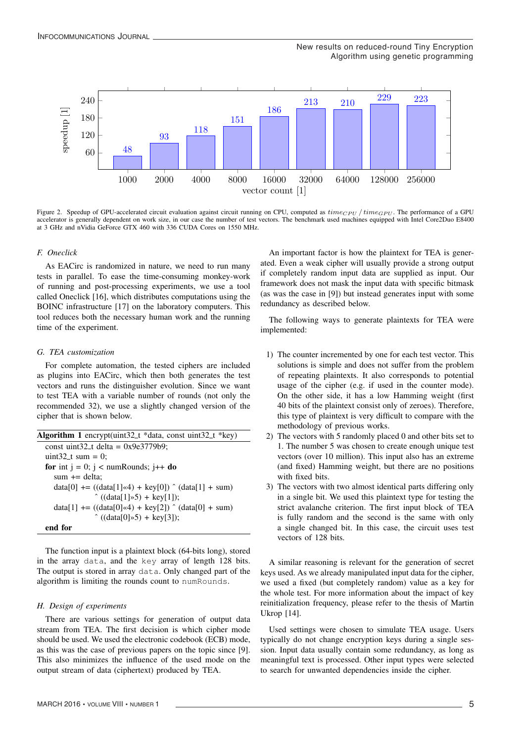Figure 2. Speedup of GPU-accelerated circuit evaluation against circuit running on CPU, computed as $time_{CPU} / time_{GPU}$. The performance of a GPU accelerator is generally dependent on work size, in our case the number of test vectors. The benchmark used machines equipped with Intel Core2Duo E8400 at 3 GHz and nVidia GeForce GTX 460 with 336 CUDA Cores on 1550 MHz.

### F. Oneclick

As EACirc is randomized in nature, we need to run many tests in parallel. To ease the time-consuming monkey-work of running and post-processing experiments, we use a tool called Oneclick [16], which distributes computations using the BOINC infrastructure [17] on the laboratory computers. This tool reduces both the necessary human work and the running time of the experiment.

### G. TEA customization

For complete automation, the tested ciphers are included as plugins into EACirc, which then both generates the test vectors and runs the distinguisher evolution. Since we want to test TEA with a variable number of rounds (not only the recommended 32), we use a slightly changed version of the cipher that is shown below.

**Algorithm 1** encrypt(uint32_t *data, const uint32_t *key)

```
const uint32_t delta = 0x9e3779b9;
uint32_t sum = 0;
for int j = 0; j < numRounds; j++ do
    sum += delta;
    data[0] += ((data[1]«4) + key[0]) ^ (data[1] + sum)
               ^ ((data[1]»5) + key[1]);
    data[1] += ((data[0]«4) + key[2]) ^ (data[0] + sum)
               ^ ((data[0]»5) + key[3]);
end for
```

The function input is a plaintext block (64-bits long), stored in the array `data`, and the `key` array of length 128 bits. The output is stored in array `data`. Only changed part of the algorithm is limiting the rounds count to `numRounds`.

### H. Design of experiments

There are various settings for generation of output data stream from TEA. The first decision is which cipher mode should be used. We used the electronic codebook (ECB) mode, as this was the case of previous papers on the topic since [9]. This also minimizes the influence of the used mode on the output stream of data (ciphertext) produced by TEA.

An important factor is how the plaintext for TEA is generated. Even a weak cipher will usually provide a strong output if completely random input data are supplied as input. Our framework does not mask the input data with specific bitmask (as was the case in [9]) but instead generates input with some redundancy as described below.

The following ways to generate plaintexts for TEA were implemented:

1) The counter incremented by one for each test vector. This solutions is simple and does not suffer from the problem of repeating plaintexts. It also corresponds to potential usage of the cipher (e.g. if used in the counter mode). On the other side, it has a low Hamming weight (first 40 bits of the plaintext consist only of zeroes). Therefore, this type of plaintext is very difficult to compare with the methodology of previous works.
2) The vectors with 5 randomly placed 0 and other bits set to 1. The number 5 was chosen to create enough unique test vectors (over 10 million). This input also has an extreme (and fixed) Hamming weight, but there are no positions with fixed bits.
3) The vectors with two almost identical parts differing only in a single bit. We used this plaintext type for testing the strict avalanche criterion. The first input block of TEA is fully random and the second is the same with only a single changed bit. In this case, the circuit uses test vectors of 128 bits.

A similar reasoning is relevant for the generation of secret keys used. As we already manipulated input data for the cipher, we used a fixed (but completely random) value as a key for the whole test. For more information about the impact of key reinitialization frequency, please refer to the thesis of Martin Ukrop [14].

Used settings were chosen to simulate TEA usage. Users typically do not change encryption keys during a single session. Input data usually contain some redundancy, as long as meaningful text is processed. Other input types were selected to search for unwanted dependencies inside the cipher.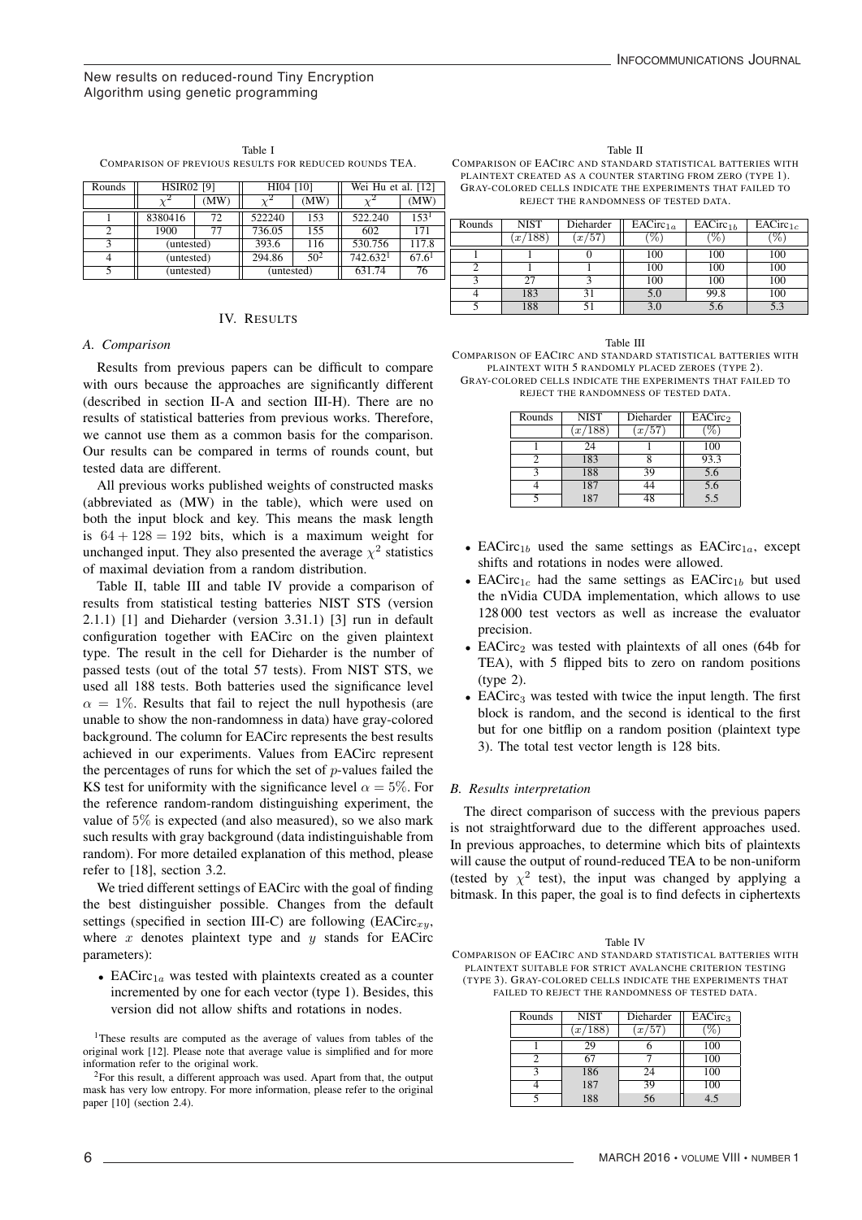Table I
COMPARISON OF PREVIOUS RESULTS FOR REDUCED ROUNDS TEA.

| Rounds | HSIR02 [9] | | HI04 [10] | | Wei Hu et al. [12] | |
|---|---|---|---|---|---|---|
| | $\chi^2$ | (MW) | $\chi^2$ | (MW) | $\chi^2$ | (MW) |
| 1 | 8380416 | 72 | 522240 | 153 | 522.240 | 153[1] |
| 2 | 1900 | 77 | 736.05 | 155 | 602 | 171 |
| 3 | (untested) | | 393.6 | 116 | 530.756 | 117.8 |
| 4 | (untested) | | 294.86 | 50[2] | 742.632[1] | 67.6[1] |
| 5 | (untested) | | (untested) | | 631.74 | 76 |

## IV. RESULTS

### A. Comparison

Results from previous papers can be difficult to compare with ours because the approaches are significantly different (described in section II-A and section III-H). There are no results of statistical batteries from previous works. Therefore, we cannot use them as a common basis for the comparison. Our results can be compared in terms of rounds count, but tested data are different.

All previous works published weights of constructed masks (abbreviated as (MW) in the table), which were used on both the input block and key. This means the mask length is $64 + 128 = 192$ bits, which is a maximum weight for unchanged input. They also presented the average $\chi^2$ statistics of maximal deviation from a random distribution.

Table II, table III and table IV provide a comparison of results from statistical testing batteries NIST STS (version 2.1.1) [1] and Dieharder (version 3.31.1) [3] run in default configuration together with EACirc on the given plaintext type. The result in the cell for Dieharder is the number of passed tests (out of the total 57 tests). From NIST STS, we used all 188 tests. Both batteries used the significance level $\alpha = 1\%$. Results that fail to reject the null hypothesis (are unable to show the non-randomness in data) have gray-colored background. The column for EACirc represents the best results achieved in our experiments. Values from EACirc represent the percentages of runs for which the set of $p$-values failed the KS test for uniformity with the significance level $\alpha = 5\%$. For the reference random-random distinguishing experiment, the value of $5\%$ is expected (and also measured), so we also mark such results with gray background (data indistinguishable from random). For more detailed explanation of this method, please refer to [18], section 3.2.

We tried different settings of EACirc with the goal of finding the best distinguisher possible. Changes from the default settings (specified in section III-C) are following (EACirc$_{xy}$, where $x$ denotes plaintext type and $y$ stands for EACirc parameters):

- EACirc$_{1a}$ was tested with plaintexts created as a counter incremented by one for each vector (type 1). Besides, this version did not allow shifts and rotations in nodes.
- EACirc$_{1b}$ used the same settings as EACirc$_{1a}$, except shifts and rotations in nodes were allowed.
- EACirc$_{1c}$ had the same settings as EACirc$_{1b}$ but used the nVidia CUDA implementation, which allows to use 128 000 test vectors as well as increase the evaluator precision.
- EACirc$_{2}$ was tested with plaintexts of all ones (64b for TEA), with 5 flipped bits to zero on random positions (type 2).
- EACirc$_{3}$ was tested with twice the input length. The first block is random, and the second is identical to the first but for one bitflip on a random position (plaintext type 3). The total test vector length is 128 bits.

[1]These results are computed as the average of values from tables of the original work [12]. Please note that average value is simplified and for more information refer to the original work.

[2]For this result, a different approach was used. Apart from that, the output mask has very low entropy. For more information, please refer to the original paper [10] (section 2.4).

Table II
COMPARISON OF EACIRC AND STANDARD STATISTICAL BATTERIES WITH PLAINTEXT CREATED AS A COUNTER STARTING FROM ZERO (TYPE 1). GRAY-COLORED CELLS INDICATE THE EXPERIMENTS THAT FAILED TO REJECT THE RANDOMNESS OF TESTED DATA.

| Rounds | NIST | Dieharder | EACirc$_{1a}$ | EACirc$_{1b}$ | EACirc$_{1c}$ |
|---|---|---|---|---|---|
| | $(x/188)$ | $(x/57)$ | (%) | (%) | (%) |
| 1 | 1 | 0 | 100 | 100 | 100 |
| 2 | 1 | 1 | 100 | 100 | 100 |
| 3 | 27 | 3 | 100 | 100 | 100 |
| 4 | 183 | 31 | 5.0 | 99.8 | 100 |
| 5 | 188 | 51 | 3.0 | 5.6 | 5.3 |

Table III
COMPARISON OF EACIRC AND STANDARD STATISTICAL BATTERIES WITH PLAINTEXT WITH 5 RANDOMLY PLACED ZEROES (TYPE 2). GRAY-COLORED CELLS INDICATE THE EXPERIMENTS THAT FAILED TO REJECT THE RANDOMNESS OF TESTED DATA.

| Rounds | NIST | Dieharder | EACirc$_2$ |
|---|---|---|---|
| | $(x/188)$ | $(x/57)$ | (%) |
| 1 | 24 | 1 | 100 |
| 2 | 183 | 8 | 93.3 |
| 3 | 188 | 39 | 5.6 |
| 4 | 187 | 44 | 5.6 |
| 5 | 187 | 48 | 5.5 |

### B. Results interpretation

The direct comparison of success with the previous papers is not straightforward due to the different approaches used. In previous approaches, to determine which bits of plaintexts will cause the output of round-reduced TEA to be non-uniform (tested by $\chi^2$ test), the input was changed by applying a bitmask. In this paper, the goal is to find defects in ciphertexts

Table IV
COMPARISON OF EACIRC AND STANDARD STATISTICAL BATTERIES WITH PLAINTEXT SUITABLE FOR STRICT AVALANCHE CRITERION TESTING (TYPE 3). GRAY-COLORED CELLS INDICATE THE EXPERIMENTS THAT FAILED TO REJECT THE RANDOMNESS OF TESTED DATA.

| Rounds | NIST | Dieharder | EACirc$_3$ |
|---|---|---|---|
| | $(x/188)$ | $(x/57)$ | (%) |
| 1 | 29 | 6 | 100 |
| 2 | 67 | 7 | 100 |
| 3 | 186 | 24 | 100 |
| 4 | 187 | 39 | 100 |
| 5 | 188 | 56 | 4.5 |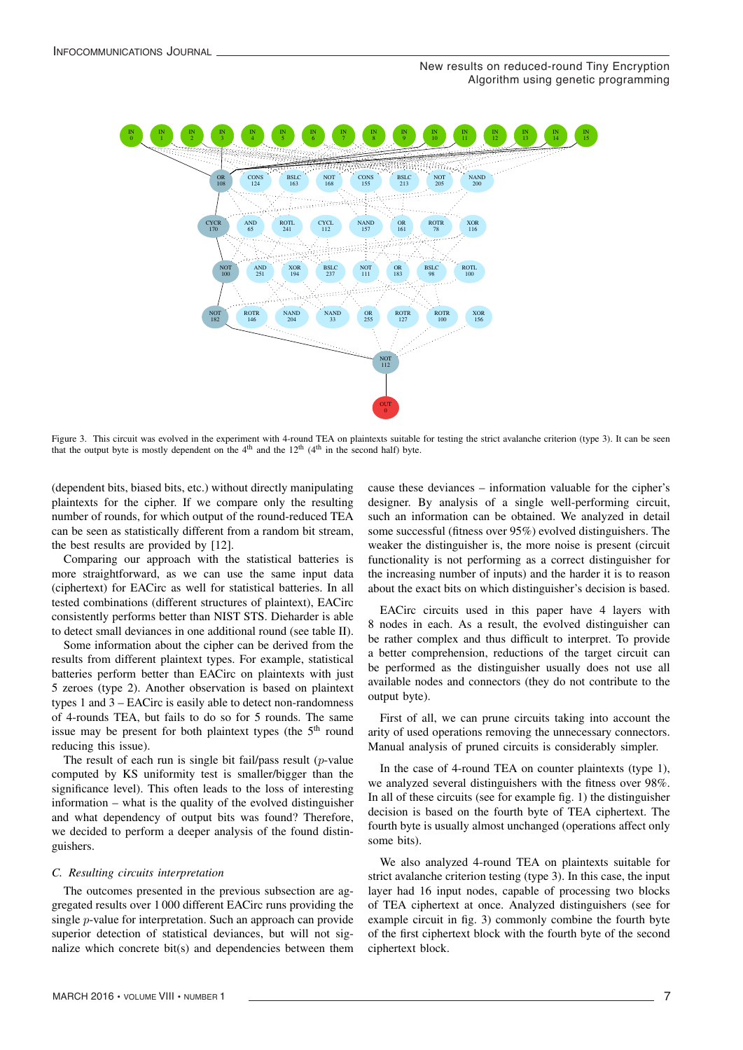Figure 3. This circuit was evolved in the experiment with 4-round TEA on plaintexts suitable for testing the strict avalanche criterion (type 3). It can be seen that the output byte is mostly dependent on the 4th and the 12th (4th in the second half) byte.

(dependent bits, biased bits, etc.) without directly manipulating plaintexts for the cipher. If we compare only the resulting number of rounds, for which output of the round-reduced TEA can be seen as statistically different from a random bit stream, the best results are provided by [12].

Comparing our approach with the statistical batteries is more straightforward, as we can use the same input data (ciphertext) for EACirc as well for statistical batteries. In all tested combinations (different structures of plaintext), EACirc consistently performs better than NIST STS. Dieharder is able to detect small deviances in one additional round (see table II).

Some information about the cipher can be derived from the results from different plaintext types. For example, statistical batteries perform better than EACirc on plaintexts with just 5 zeroes (type 2). Another observation is based on plaintext types 1 and 3 – EACirc is easily able to detect non-randomness of 4-rounds TEA, but fails to do so for 5 rounds. The same issue may be present for both plaintext types (the 5th round reducing this issue).

The result of each run is single bit fail/pass result ($p$-value computed by KS uniformity test is smaller/bigger than the significance level). This often leads to the loss of interesting information – what is the quality of the evolved distinguisher and what dependency of output bits was found? Therefore, we decided to perform a deeper analysis of the found distinguishers.

### C. Resulting circuits interpretation

The outcomes presented in the previous subsection are aggregated results over 1 000 different EACirc runs providing the single $p$-value for interpretation. Such an approach can provide superior detection of statistical deviances, but will not signalize which concrete bit(s) and dependencies between them cause these deviances – information valuable for the cipher's designer. By analysis of a single well-performing circuit, such an information can be obtained. We analyzed in detail some successful (fitness over 95%) evolved distinguishers. The weaker the distinguisher is, the more noise is present (circuit functionality is not performing as a correct distinguisher for the increasing number of inputs) and the harder it is to reason about the exact bits on which distinguisher's decision is based.

EACirc circuits used in this paper have 4 layers with 8 nodes in each. As a result, the evolved distinguisher can be rather complex and thus difficult to interpret. To provide a better comprehension, reductions of the target circuit can be performed as the distinguisher usually does not use all available nodes and connectors (they do not contribute to the output byte).

First of all, we can prune circuits taking into account the arity of used operations removing the unnecessary connectors. Manual analysis of pruned circuits is considerably simpler.

In the case of 4-round TEA on counter plaintexts (type 1), we analyzed several distinguishers with the fitness over 98%. In all of these circuits (see for example fig. 1) the distinguisher decision is based on the fourth byte of TEA ciphertext. The fourth byte is usually almost unchanged (operations affect only some bits).

We also analyzed 4-round TEA on plaintexts suitable for strict avalanche criterion testing (type 3). In this case, the input layer had 16 input nodes, capable of processing two blocks of TEA ciphertext at once. Analyzed distinguishers (see for example circuit in fig. 3) commonly combine the fourth byte of the first ciphertext block with the fourth byte of the second ciphertext block.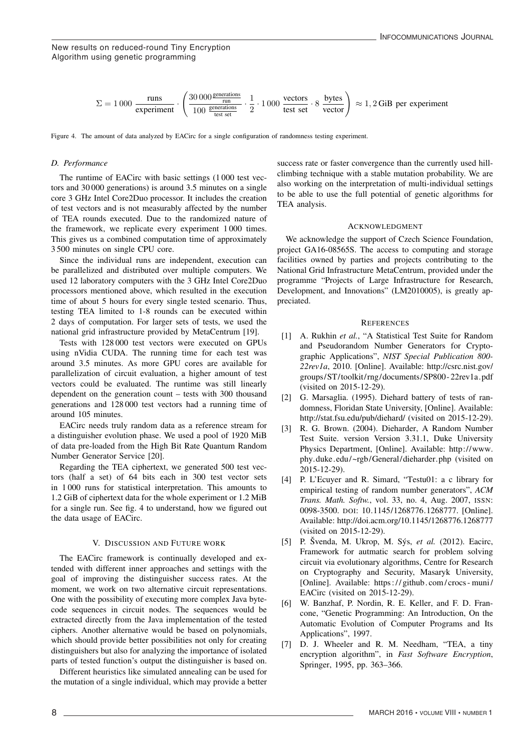$$\Sigma = 1\,000\ \frac{\text{runs}}{\text{experiment}} \cdot \left( \frac{30\,000\,\frac{\text{generations}}{\text{run}}}{100\,\frac{\text{generations}}{\text{test set}}} \cdot \frac{1}{2} \cdot 1\,000\ \frac{\text{vectors}}{\text{test set}} \cdot 8\ \frac{\text{bytes}}{\text{vector}} \right) \approx 1,2\,\text{GiB per experiment}$$

Figure 4. The amount of data analyzed by EACirc for a single configuration of randomness testing experiment.

### D. Performance

The runtime of EACirc with basic settings (1 000 test vectors and 30 000 generations) is around 3.5 minutes on a single core 3 GHz Intel Core2Duo processor. It includes the creation of test vectors and is not measurably affected by the number of TEA rounds executed. Due to the randomized nature of the framework, we replicate every experiment 1 000 times. This gives us a combined computation time of approximately 3 500 minutes on single CPU core.

Since the individual runs are independent, execution can be parallelized and distributed over multiple computers. We used 12 laboratory computers with the 3 GHz Intel Core2Duo processors mentioned above, which resulted in the execution time of about 5 hours for every single tested scenario. Thus, testing TEA limited to 1-8 rounds can be executed within 2 days of computation. For larger sets of tests, we used the national grid infrastructure provided by MetaCentrum [19].

Tests with 128 000 test vectors were executed on GPUs using nVidia CUDA. The running time for each test was around 3.5 minutes. As more GPU cores are available for parallelization of circuit evaluation, a higher amount of test vectors could be evaluated. The runtime was still linearly dependent on the generation count – tests with 300 thousand generations and 128 000 test vectors had a running time of around 105 minutes.

EACirc needs truly random data as a reference stream for a distinguisher evolution phase. We used a pool of 1920 MiB of data pre-loaded from the High Bit Rate Quantum Random Number Generator Service [20].

Regarding the TEA ciphertext, we generated 500 test vectors (half a set) of 64 bits each in 300 test vector sets in 1 000 runs for statistical interpretation. This amounts to 1.2 GiB of ciphertext data for the whole experiment or 1.2 MiB for a single run. See fig. 4 to understand, how we figured out the data usage of EACirc.

## V. Discussion and Future work

The EACirc framework is continually developed and extended with different inner approaches and settings with the goal of improving the distinguisher success rates. At the moment, we work on two alternative circuit representations. One with the possibility of executing more complex Java bytecode sequences in circuit nodes. The sequences would be extracted directly from the Java implementation of the tested ciphers. Another alternative would be based on polynomials, which should provide better possibilities not only for creating distinguishers but also for analyzing the importance of isolated parts of tested function's output the distinguisher is based on.

Different heuristics like simulated annealing can be used for the mutation of a single individual, which may provide a better success rate or faster convergence than the currently used hill-climbing technique with a stable mutation probability. We are also working on the interpretation of multi-individual settings to be able to use the full potential of genetic algorithms for TEA analysis.

## Acknowledgment

We acknowledge the support of Czech Science Foundation, project GA16-08565S. The access to computing and storage facilities owned by parties and projects contributing to the National Grid Infrastructure MetaCentrum, provided under the programme "Projects of Large Infrastructure for Research, Development, and Innovations" (LM2010005), is greatly appreciated.

## References

[1] A. Rukhin *et al.*, "A Statistical Test Suite for Random and Pseudorandom Number Generators for Cryptographic Applications", *NIST Special Publication 800-22rev1a*, 2010. [Online]. Available: http://csrc.nist.gov/groups/ST/toolkit/rng/documents/SP800-22rev1a.pdf (visited on 2015-12-29).

[2] G. Marsaglia. (1995). Diehard battery of tests of randomness, Floridan State University, [Online]. Available: http://stat.fsu.edu/pub/diehard/ (visited on 2015-12-29).

[3] R. G. Brown. (2004). Dieharder, A Random Number Test Suite. version Version 3.31.1, Duke University Physics Department, [Online]. Available: http://www.phy.duke.edu/~rgb/General/dieharder.php (visited on 2015-12-29).

[4] P. L'Ecuyer and R. Simard, "Testu01: a c library for empirical testing of random number generators", *ACM Trans. Math. Softw.*, vol. 33, no. 4, Aug. 2007, ISSN: 0098-3500. DOI: 10.1145/1268776.1268777. [Online]. Available: http://doi.acm.org/10.1145/1268776.1268777 (visited on 2015-12-29).

[5] P. Švenda, M. Ukrop, M. Sýs, *et al.* (2012). Eacirc, Framework for autmatic search for problem solving circuit via evolutionary algorithms, Centre for Research on Cryptography and Security, Masaryk University, [Online]. Available: https://github.com/crocs-muni/EACirc (visited on 2015-12-29).

[6] W. Banzhaf, P. Nordin, R. E. Keller, and F. D. Francone, "Genetic Programming: An Introduction, On the Automatic Evolution of Computer Programs and Its Applications", 1997.

[7] D. J. Wheeler and R. M. Needham, "TEA, a tiny encryption algorithm", in *Fast Software Encryption*, Springer, 1995, pp. 363–366.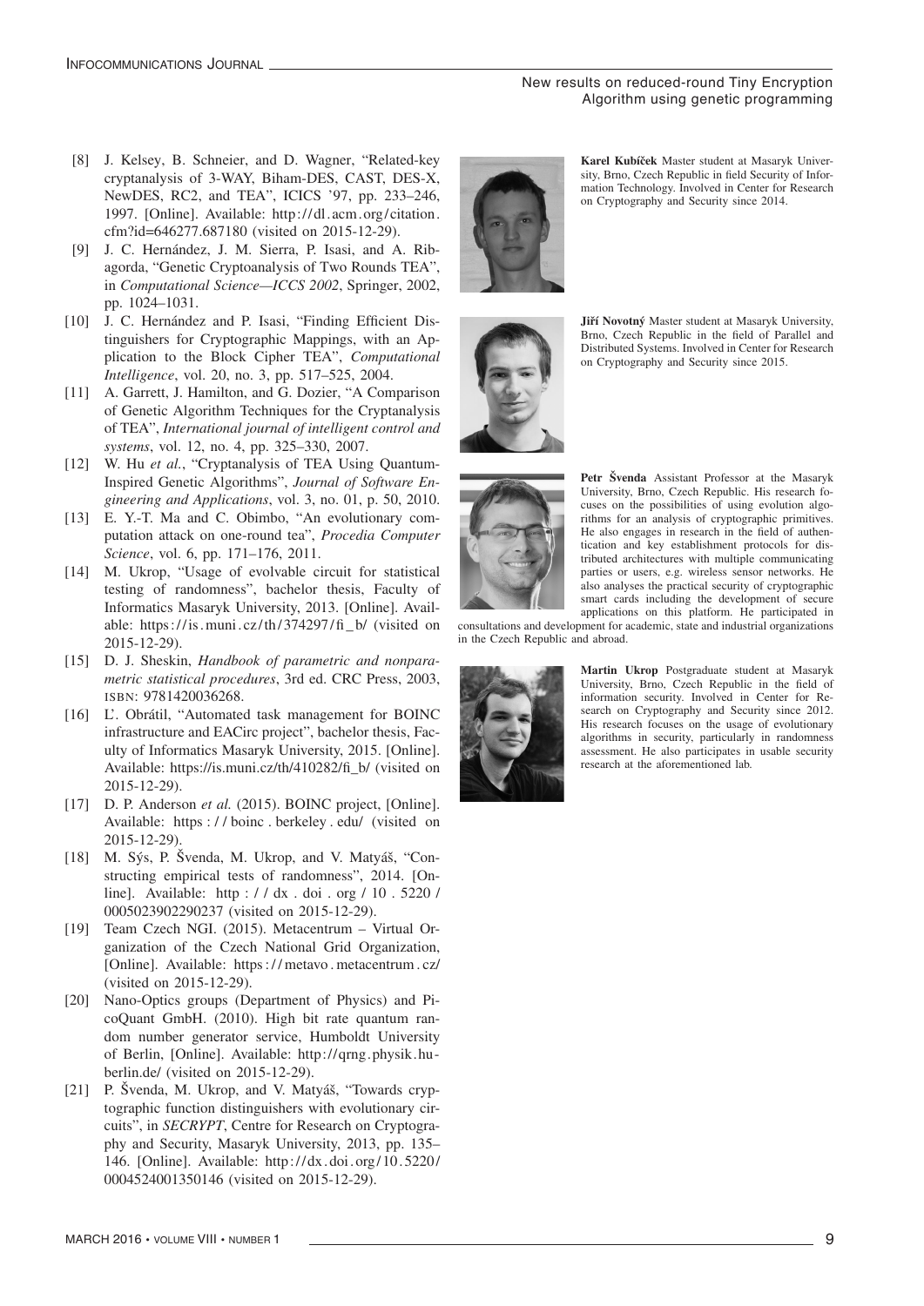[8] J. Kelsey, B. Schneier, and D. Wagner, "Related-key cryptanalysis of 3-WAY, Biham-DES, CAST, DES-X, NewDES, RC2, and TEA", ICICS '97, pp. 233–246, 1997. [Online]. Available: http://dl.acm.org/citation.cfm?id=646277.687180 (visited on 2015-12-29).

[9] J. C. Hernández, J. M. Sierra, P. Isasi, and A. Ribagorda, "Genetic Cryptoanalysis of Two Rounds TEA", in *Computational Science—ICCS 2002*, Springer, 2002, pp. 1024–1031.

[10] J. C. Hernández and P. Isasi, "Finding Efficient Distinguishers for Cryptographic Mappings, with an Application to the Block Cipher TEA", *Computational Intelligence*, vol. 20, no. 3, pp. 517–525, 2004.

[11] A. Garrett, J. Hamilton, and G. Dozier, "A Comparison of Genetic Algorithm Techniques for the Cryptanalysis of TEA", *International journal of intelligent control and systems*, vol. 12, no. 4, pp. 325–330, 2007.

[12] W. Hu *et al.*, "Cryptanalysis of TEA Using Quantum-Inspired Genetic Algorithms", *Journal of Software Engineering and Applications*, vol. 3, no. 01, p. 50, 2010.

[13] E. Y.-T. Ma and C. Obimbo, "An evolutionary computation attack on one-round tea", *Procedia Computer Science*, vol. 6, pp. 171–176, 2011.

[14] M. Ukrop, "Usage of evolvable circuit for statistical testing of randomness", bachelor thesis, Faculty of Informatics Masaryk University, 2013. [Online]. Available: https://is.muni.cz/th/374297/fi_b/ (visited on 2015-12-29).

[15] D. J. Sheskin, *Handbook of parametric and nonparametric statistical procedures*, 3rd ed. CRC Press, 2003, ISBN: 9781420036268.

[16] Ľ. Obrátil, "Automated task management for BOINC infrastructure and EACirc project", bachelor thesis, Faculty of Informatics Masaryk University, 2015. [Online]. Available: https://is.muni.cz/th/410282/fi_b/ (visited on 2015-12-29).

[17] D. P. Anderson *et al.* (2015). BOINC project, [Online]. Available: https://boinc.berkeley.edu/ (visited on 2015-12-29).

[18] M. Sýs, P. Švenda, M. Ukrop, and V. Matyáš, "Constructing empirical tests of randomness", 2014. [Online]. Available: http://dx.doi.org/10.5220/0005023902290237 (visited on 2015-12-29).

[19] Team Czech NGI. (2015). Metacentrum – Virtual Organization of the Czech National Grid Organization, [Online]. Available: https://metavo.metacentrum.cz/ (visited on 2015-12-29).

[20] Nano-Optics groups (Department of Physics) and PicoQuant GmbH. (2010). High bit rate quantum random number generator service, Humboldt University of Berlin, [Online]. Available: http://qrng.physik.hu-berlin.de/ (visited on 2015-12-29).

[21] P. Švenda, M. Ukrop, and V. Matyáš, "Towards cryptographic function distinguishers with evolutionary circuits", in *SECRYPT*, Centre for Research on Cryptography and Security, Masaryk University, 2013, pp. 135–146. [Online]. Available: http://dx.doi.org/10.5220/0004524001350146 (visited on 2015-12-29).

**Karel Kubíček** Master student at Masaryk University, Brno, Czech Republic in field Security of Information Technology. Involved in Center for Research on Cryptography and Security since 2014.

**Jiří Novotný** Master student at Masaryk University, Brno, Czech Republic in the field of Parallel and Distributed Systems. Involved in Center for Research on Cryptography and Security since 2015.

**Petr Švenda** Assistant Professor at the Masaryk University, Brno, Czech Republic. His research focuses on the possibilities of using evolution algorithms for an analysis of cryptographic primitives. He also engages in research in the field of authentication and key establishment protocols for distributed architectures with multiple communicating parties or users, e.g. wireless sensor networks. He also analyses the practical security of cryptographic smart cards including the development of secure applications on this platform. He participated in consultations and development for academic, state and industrial organizations in the Czech Republic and abroad.

**Martin Ukrop** Postgraduate student at Masaryk University, Brno, Czech Republic in the field of information security. Involved in Center for Research on Cryptography and Security since 2012. His research focuses on the usage of evolutionary algorithms in security, particularly in randomness assessment. He also participates in usable security research at the aforementioned lab.